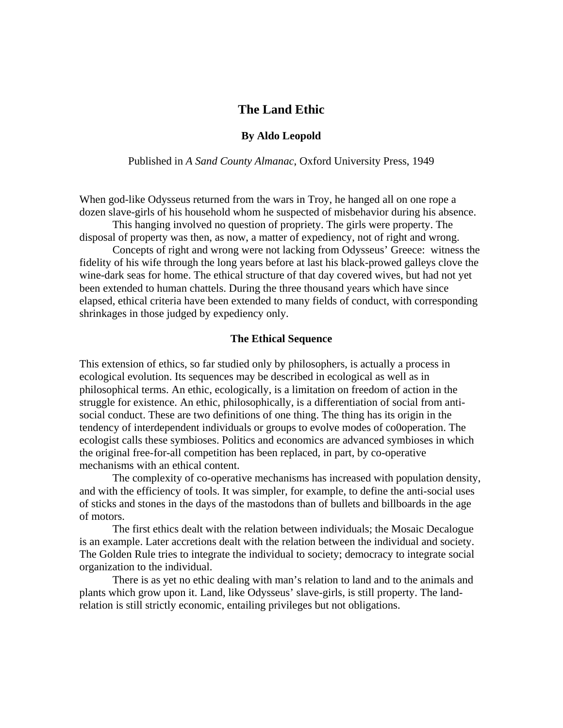# The Land Ethic

### By Aldo Leopold

Published in *A Sand County Almanac*, Oxford University Press, 1949

When god-like Odysseus returned from the wars in Troy, he hanged all on one rope a dozen slave-girls of his household whom he suspected of misbehavior during his absence.

This hanging involved no question of propriety. The girls were property. The disposal of property was then, as now, a matter of expediency, not of right and wrong.

Concepts of right and wrong were not lacking from Odysseus' Greece: witness the fidelity of his wife through the long years before at last his black-prowed galleys clove the wine-dark seas for home. The ethical structure of that day covered wives, but had not yet been extended to human chattels. During the three thousand years which have since elapsed, ethical criteria have been extended to many fields of conduct, with corresponding shrinkages in those judged by expediency only.

## The Ethical Sequence

This extension of ethics, so far studied only by philosophers, is actually a process in ecological evolution. Its sequences may be described in ecological as well as in philosophical terms. An ethic, ecologically, is a limitation on freedom of action in the struggle for existence. An ethic, philosophically, is a differentiation of social from anti-social conduct. These are two definitions of one thing. The thing has its origin in the tendency of interdependent individuals or groups to evolve modes of co0operation. The ecologist calls these symbioses. Politics and economics are advanced symbioses in which the original free-for-all competition has been replaced, in part, by co-operative mechanisms with an ethical content.

The complexity of co-operative mechanisms has increased with population density, and with the efficiency of tools. It was simpler, for example, to define the anti-social uses of sticks and stones in the days of the mastodons than of bullets and billboards in the age of motors.

The first ethics dealt with the relation between individuals; the Mosaic Decalogue is an example. Later accretions dealt with the relation between the individual and society. The Golden Rule tries to integrate the individual to society; democracy to integrate social organization to the individual.

There is as yet no ethic dealing with man's relation to land and to the animals and plants which grow upon it. Land, like Odysseus' slave-girls, is still property. The land-relation is still strictly economic, entailing privileges but not obligations.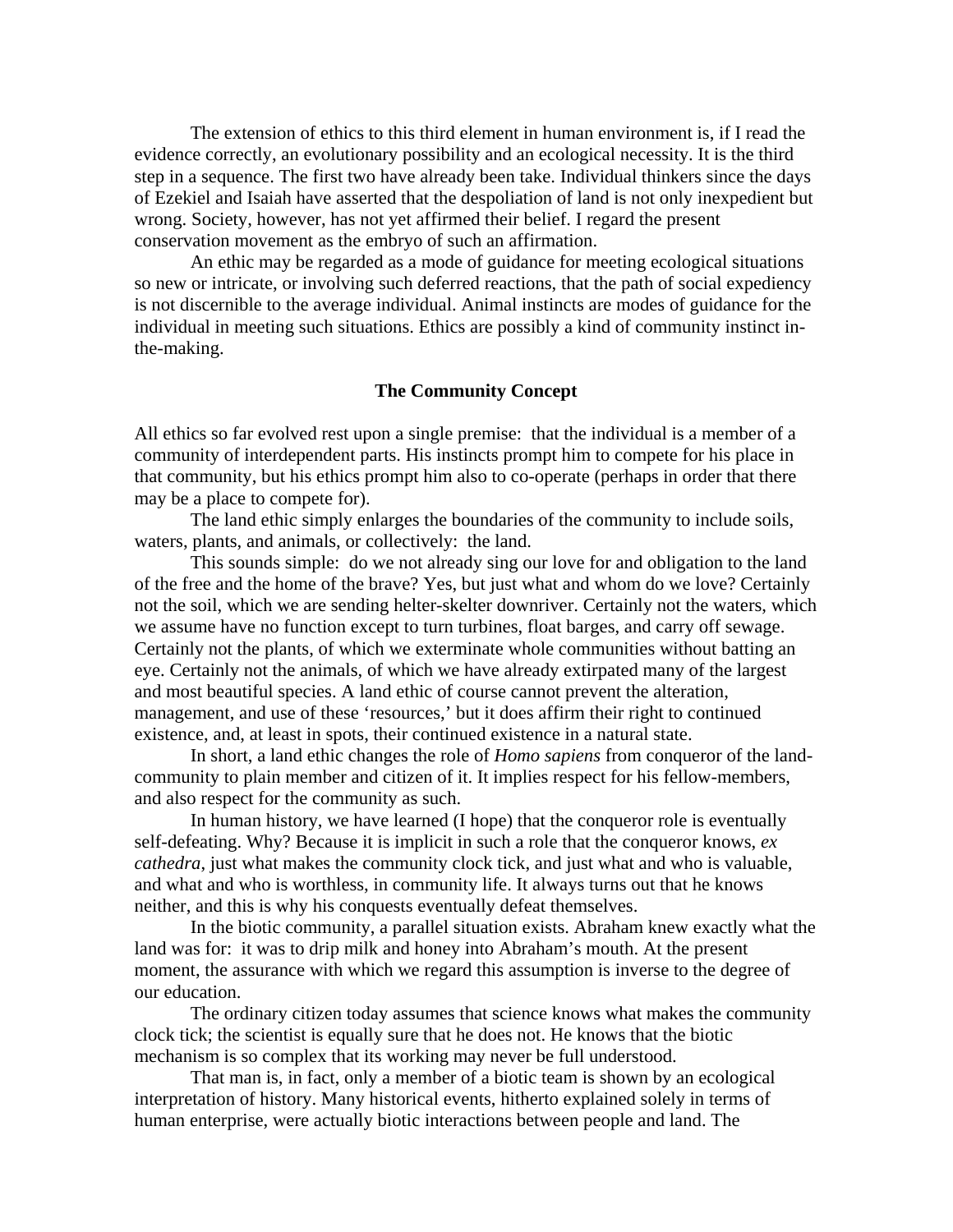The extension of ethics to this third element in human environment is, if I read the evidence correctly, an evolutionary possibility and an ecological necessity. It is the third step in a sequence. The first two have already been take. Individual thinkers since the days of Ezekiel and Isaiah have asserted that the despoliation of land is not only inexpedient but wrong. Society, however, has not yet affirmed their belief. I regard the present conservation movement as the embryo of such an affirmation.

An ethic may be regarded as a mode of guidance for meeting ecological situations so new or intricate, or involving such deferred reactions, that the path of social expediency is not discernible to the average individual. Animal instincts are modes of guidance for the individual in meeting such situations. Ethics are possibly a kind of community instinct in-the-making.

### The Community Concept

All ethics so far evolved rest upon a single premise: that the individual is a member of a community of interdependent parts. His instincts prompt him to compete for his place in that community, but his ethics prompt him also to co-operate (perhaps in order that there may be a place to compete for).

The land ethic simply enlarges the boundaries of the community to include soils, waters, plants, and animals, or collectively: the land.

This sounds simple: do we not already sing our love for and obligation to the land of the free and the home of the brave? Yes, but just what and whom do we love? Certainly not the soil, which we are sending helter-skelter downriver. Certainly not the waters, which we assume have no function except to turn turbines, float barges, and carry off sewage. Certainly not the plants, of which we exterminate whole communities without batting an eye. Certainly not the animals, of which we have already extirpated many of the largest and most beautiful species. A land ethic of course cannot prevent the alteration, management, and use of these 'resources,' but it does affirm their right to continued existence, and, at least in spots, their continued existence in a natural state.

In short, a land ethic changes the role of *Homo sapiens* from conqueror of the land-community to plain member and citizen of it. It implies respect for his fellow-members, and also respect for the community as such.

In human history, we have learned (I hope) that the conqueror role is eventually self-defeating. Why? Because it is implicit in such a role that the conqueror knows, *ex cathedra*, just what makes the community clock tick, and just what and who is valuable, and what and who is worthless, in community life. It always turns out that he knows neither, and this is why his conquests eventually defeat themselves.

In the biotic community, a parallel situation exists. Abraham knew exactly what the land was for: it was to drip milk and honey into Abraham's mouth. At the present moment, the assurance with which we regard this assumption is inverse to the degree of our education.

The ordinary citizen today assumes that science knows what makes the community clock tick; the scientist is equally sure that he does not. He knows that the biotic mechanism is so complex that its working may never be full understood.

That man is, in fact, only a member of a biotic team is shown by an ecological interpretation of history. Many historical events, hitherto explained solely in terms of human enterprise, were actually biotic interactions between people and land. The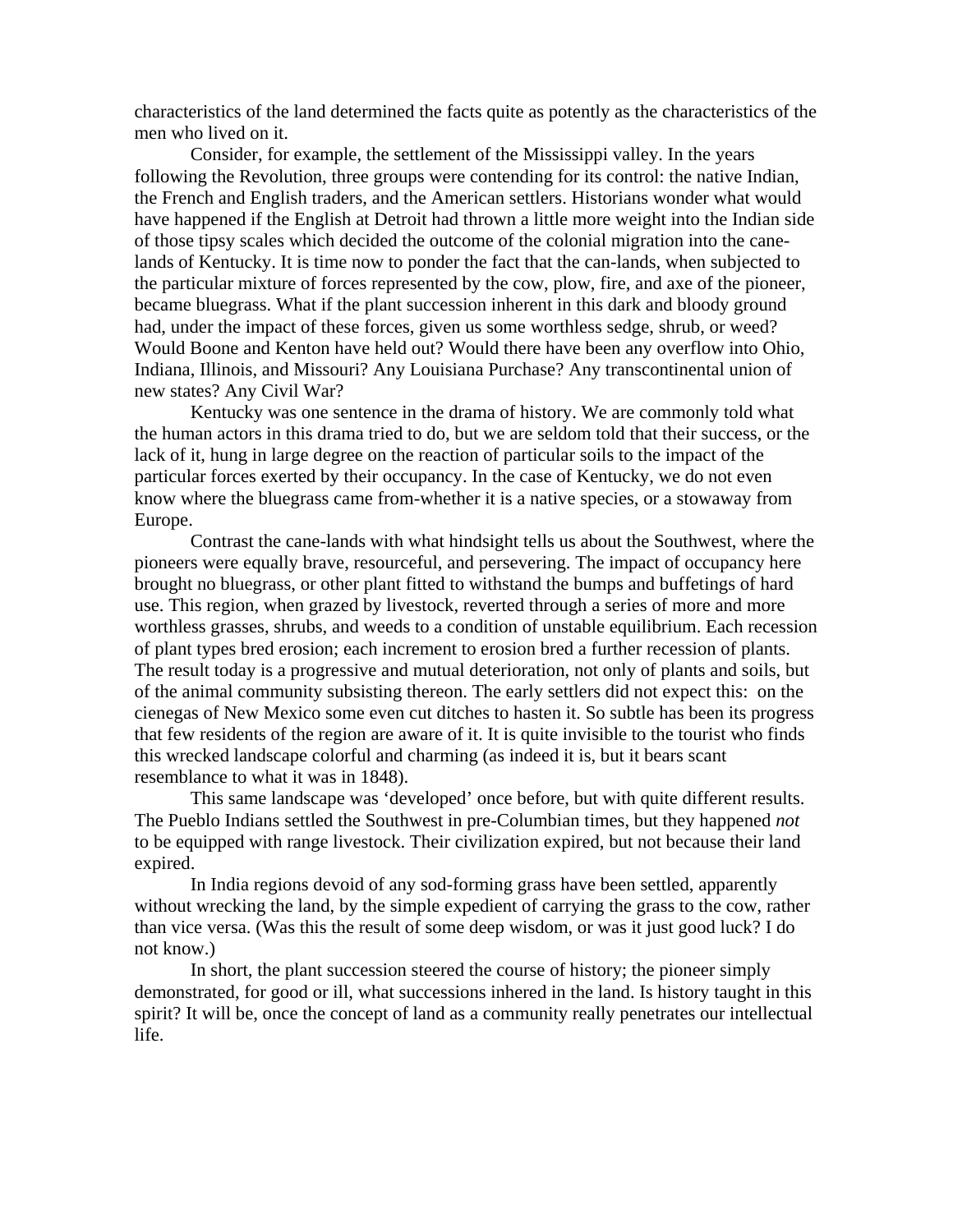characteristics of the land determined the facts quite as potently as the characteristics of the men who lived on it.

Consider, for example, the settlement of the Mississippi valley. In the years following the Revolution, three groups were contending for its control: the native Indian, the French and English traders, and the American settlers. Historians wonder what would have happened if the English at Detroit had thrown a little more weight into the Indian side of those tipsy scales which decided the outcome of the colonial migration into the cane-lands of Kentucky. It is time now to ponder the fact that the can-lands, when subjected to the particular mixture of forces represented by the cow, plow, fire, and axe of the pioneer, became bluegrass. What if the plant succession inherent in this dark and bloody ground had, under the impact of these forces, given us some worthless sedge, shrub, or weed? Would Boone and Kenton have held out? Would there have been any overflow into Ohio, Indiana, Illinois, and Missouri? Any Louisiana Purchase? Any transcontinental union of new states? Any Civil War?

Kentucky was one sentence in the drama of history. We are commonly told what the human actors in this drama tried to do, but we are seldom told that their success, or the lack of it, hung in large degree on the reaction of particular soils to the impact of the particular forces exerted by their occupancy. In the case of Kentucky, we do not even know where the bluegrass came from-whether it is a native species, or a stowaway from Europe.

Contrast the cane-lands with what hindsight tells us about the Southwest, where the pioneers were equally brave, resourceful, and persevering. The impact of occupancy here brought no bluegrass, or other plant fitted to withstand the bumps and buffetings of hard use. This region, when grazed by livestock, reverted through a series of more and more worthless grasses, shrubs, and weeds to a condition of unstable equilibrium. Each recession of plant types bred erosion; each increment to erosion bred a further recession of plants. The result today is a progressive and mutual deterioration, not only of plants and soils, but of the animal community subsisting thereon. The early settlers did not expect this: on the cienegas of New Mexico some even cut ditches to hasten it. So subtle has been its progress that few residents of the region are aware of it. It is quite invisible to the tourist who finds this wrecked landscape colorful and charming (as indeed it is, but it bears scant resemblance to what it was in 1848).

This same landscape was 'developed' once before, but with quite different results. The Pueblo Indians settled the Southwest in pre-Columbian times, but they happened *not* to be equipped with range livestock. Their civilization expired, but not because their land expired.

In India regions devoid of any sod-forming grass have been settled, apparently without wrecking the land, by the simple expedient of carrying the grass to the cow, rather than vice versa. (Was this the result of some deep wisdom, or was it just good luck? I do not know.)

In short, the plant succession steered the course of history; the pioneer simply demonstrated, for good or ill, what successions inhered in the land. Is history taught in this spirit? It will be, once the concept of land as a community really penetrates our intellectual life.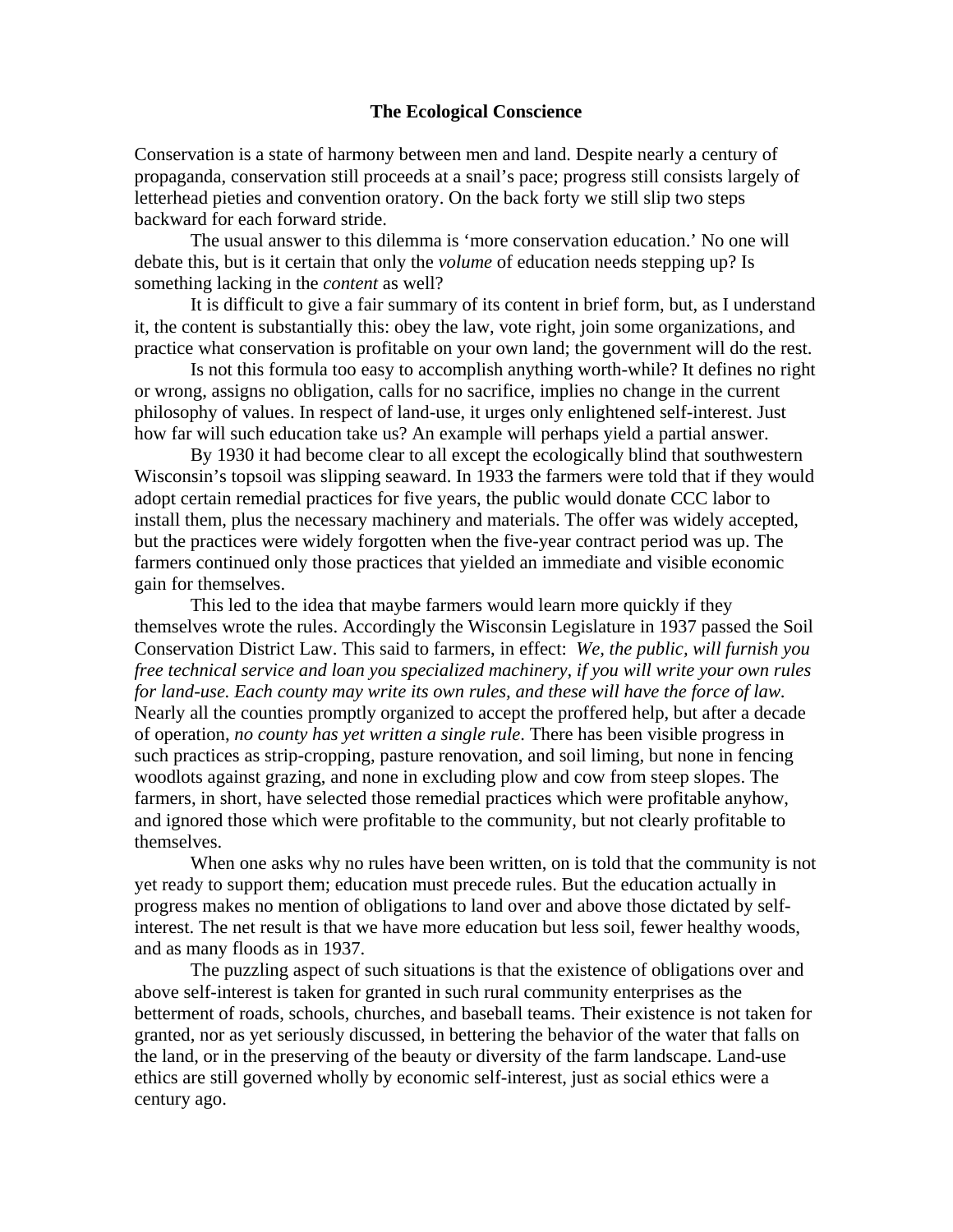# The Ecological Conscience

Conservation is a state of harmony between men and land. Despite nearly a century of propaganda, conservation still proceeds at a snail's pace; progress still consists largely of letterhead pieties and convention oratory. On the back forty we still slip two steps backward for each forward stride.

The usual answer to this dilemma is 'more conservation education.' No one will debate this, but is it certain that only the *volume* of education needs stepping up? Is something lacking in the *content* as well?

It is difficult to give a fair summary of its content in brief form, but, as I understand it, the content is substantially this: obey the law, vote right, join some organizations, and practice what conservation is profitable on your own land; the government will do the rest.

Is not this formula too easy to accomplish anything worth-while? It defines no right or wrong, assigns no obligation, calls for no sacrifice, implies no change in the current philosophy of values. In respect of land-use, it urges only enlightened self-interest. Just how far will such education take us? An example will perhaps yield a partial answer.

By 1930 it had become clear to all except the ecologically blind that southwestern Wisconsin's topsoil was slipping seaward. In 1933 the farmers were told that if they would adopt certain remedial practices for five years, the public would donate CCC labor to install them, plus the necessary machinery and materials. The offer was widely accepted, but the practices were widely forgotten when the five-year contract period was up. The farmers continued only those practices that yielded an immediate and visible economic gain for themselves.

This led to the idea that maybe farmers would learn more quickly if they themselves wrote the rules. Accordingly the Wisconsin Legislature in 1937 passed the Soil Conservation District Law. This said to farmers, in effect: *We, the public, will furnish you free technical service and loan you specialized machinery, if you will write your own rules for land-use. Each county may write its own rules, and these will have the force of law.* Nearly all the counties promptly organized to accept the proffered help, but after a decade of operation, *no county has yet written a single rule*. There has been visible progress in such practices as strip-cropping, pasture renovation, and soil liming, but none in fencing woodlots against grazing, and none in excluding plow and cow from steep slopes. The farmers, in short, have selected those remedial practices which were profitable anyhow, and ignored those which were profitable to the community, but not clearly profitable to themselves.

When one asks why no rules have been written, on is told that the community is not yet ready to support them; education must precede rules. But the education actually in progress makes no mention of obligations to land over and above those dictated by self-interest. The net result is that we have more education but less soil, fewer healthy woods, and as many floods as in 1937.

The puzzling aspect of such situations is that the existence of obligations over and above self-interest is taken for granted in such rural community enterprises as the betterment of roads, schools, churches, and baseball teams. Their existence is not taken for granted, nor as yet seriously discussed, in bettering the behavior of the water that falls on the land, or in the preserving of the beauty or diversity of the farm landscape. Land-use ethics are still governed wholly by economic self-interest, just as social ethics were a century ago.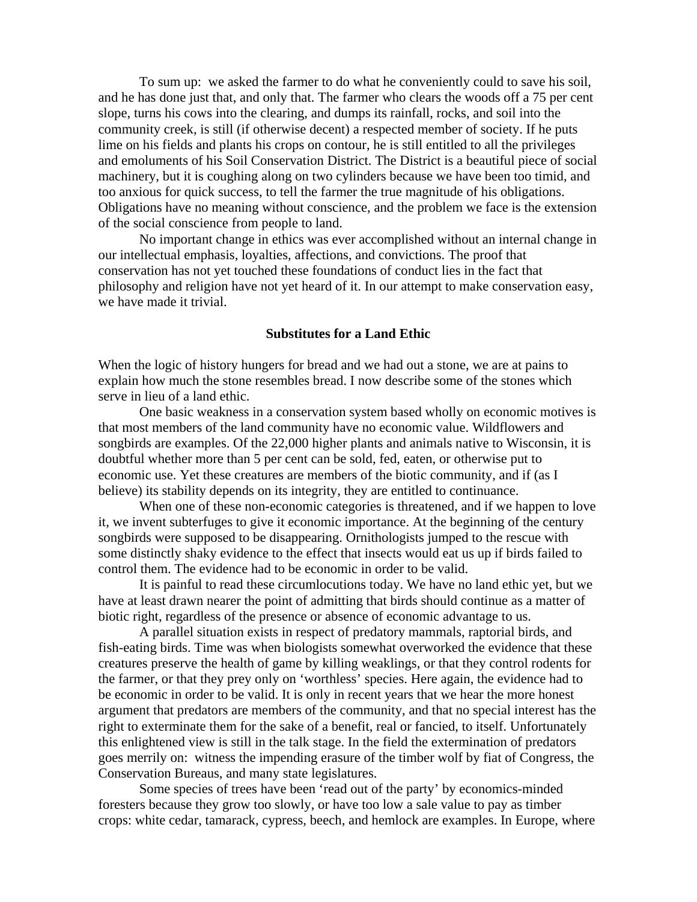To sum up: we asked the farmer to do what he conveniently could to save his soil, and he has done just that, and only that. The farmer who clears the woods off a 75 per cent slope, turns his cows into the clearing, and dumps its rainfall, rocks, and soil into the community creek, is still (if otherwise decent) a respected member of society. If he puts lime on his fields and plants his crops on contour, he is still entitled to all the privileges and emoluments of his Soil Conservation District. The District is a beautiful piece of social machinery, but it is coughing along on two cylinders because we have been too timid, and too anxious for quick success, to tell the farmer the true magnitude of his obligations. Obligations have no meaning without conscience, and the problem we face is the extension of the social conscience from people to land.

No important change in ethics was ever accomplished without an internal change in our intellectual emphasis, loyalties, affections, and convictions. The proof that conservation has not yet touched these foundations of conduct lies in the fact that philosophy and religion have not yet heard of it. In our attempt to make conservation easy, we have made it trivial.

## Substitutes for a Land Ethic

When the logic of history hungers for bread and we had out a stone, we are at pains to explain how much the stone resembles bread. I now describe some of the stones which serve in lieu of a land ethic.

One basic weakness in a conservation system based wholly on economic motives is that most members of the land community have no economic value. Wildflowers and songbirds are examples. Of the 22,000 higher plants and animals native to Wisconsin, it is doubtful whether more than 5 per cent can be sold, fed, eaten, or otherwise put to economic use. Yet these creatures are members of the biotic community, and if (as I believe) its stability depends on its integrity, they are entitled to continuance.

When one of these non-economic categories is threatened, and if we happen to love it, we invent subterfuges to give it economic importance. At the beginning of the century songbirds were supposed to be disappearing. Ornithologists jumped to the rescue with some distinctly shaky evidence to the effect that insects would eat us up if birds failed to control them. The evidence had to be economic in order to be valid.

It is painful to read these circumlocutions today. We have no land ethic yet, but we have at least drawn nearer the point of admitting that birds should continue as a matter of biotic right, regardless of the presence or absence of economic advantage to us.

A parallel situation exists in respect of predatory mammals, raptorial birds, and fish-eating birds. Time was when biologists somewhat overworked the evidence that these creatures preserve the health of game by killing weaklings, or that they control rodents for the farmer, or that they prey only on 'worthless' species. Here again, the evidence had to be economic in order to be valid. It is only in recent years that we hear the more honest argument that predators are members of the community, and that no special interest has the right to exterminate them for the sake of a benefit, real or fancied, to itself. Unfortunately this enlightened view is still in the talk stage. In the field the extermination of predators goes merrily on: witness the impending erasure of the timber wolf by fiat of Congress, the Conservation Bureaus, and many state legislatures.

Some species of trees have been 'read out of the party' by economics-minded foresters because they grow too slowly, or have too low a sale value to pay as timber crops: white cedar, tamarack, cypress, beech, and hemlock are examples. In Europe, where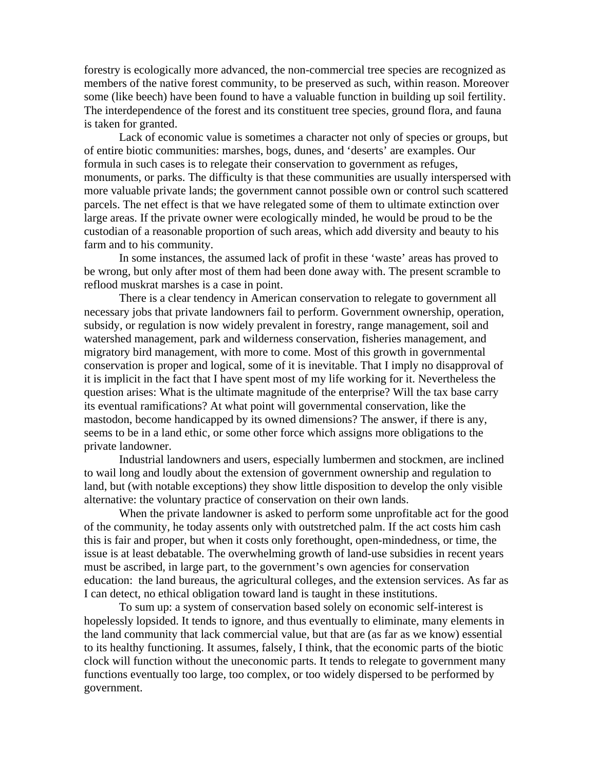forestry is ecologically more advanced, the non-commercial tree species are recognized as members of the native forest community, to be preserved as such, within reason. Moreover some (like beech) have been found to have a valuable function in building up soil fertility. The interdependence of the forest and its constituent tree species, ground flora, and fauna is taken for granted.

Lack of economic value is sometimes a character not only of species or groups, but of entire biotic communities: marshes, bogs, dunes, and 'deserts' are examples. Our formula in such cases is to relegate their conservation to government as refuges, monuments, or parks. The difficulty is that these communities are usually interspersed with more valuable private lands; the government cannot possible own or control such scattered parcels. The net effect is that we have relegated some of them to ultimate extinction over large areas. If the private owner were ecologically minded, he would be proud to be the custodian of a reasonable proportion of such areas, which add diversity and beauty to his farm and to his community.

In some instances, the assumed lack of profit in these 'waste' areas has proved to be wrong, but only after most of them had been done away with. The present scramble to reflood muskrat marshes is a case in point.

There is a clear tendency in American conservation to relegate to government all necessary jobs that private landowners fail to perform. Government ownership, operation, subsidy, or regulation is now widely prevalent in forestry, range management, soil and watershed management, park and wilderness conservation, fisheries management, and migratory bird management, with more to come. Most of this growth in governmental conservation is proper and logical, some of it is inevitable. That I imply no disapproval of it is implicit in the fact that I have spent most of my life working for it. Nevertheless the question arises: What is the ultimate magnitude of the enterprise? Will the tax base carry its eventual ramifications? At what point will governmental conservation, like the mastodon, become handicapped by its owned dimensions? The answer, if there is any, seems to be in a land ethic, or some other force which assigns more obligations to the private landowner.

Industrial landowners and users, especially lumbermen and stockmen, are inclined to wail long and loudly about the extension of government ownership and regulation to land, but (with notable exceptions) they show little disposition to develop the only visible alternative: the voluntary practice of conservation on their own lands.

When the private landowner is asked to perform some unprofitable act for the good of the community, he today assents only with outstretched palm. If the act costs him cash this is fair and proper, but when it costs only forethought, open-mindedness, or time, the issue is at least debatable. The overwhelming growth of land-use subsidies in recent years must be ascribed, in large part, to the government's own agencies for conservation education: the land bureaus, the agricultural colleges, and the extension services. As far as I can detect, no ethical obligation toward land is taught in these institutions.

To sum up: a system of conservation based solely on economic self-interest is hopelessly lopsided. It tends to ignore, and thus eventually to eliminate, many elements in the land community that lack commercial value, but that are (as far as we know) essential to its healthy functioning. It assumes, falsely, I think, that the economic parts of the biotic clock will function without the uneconomic parts. It tends to relegate to government many functions eventually too large, too complex, or too widely dispersed to be performed by government.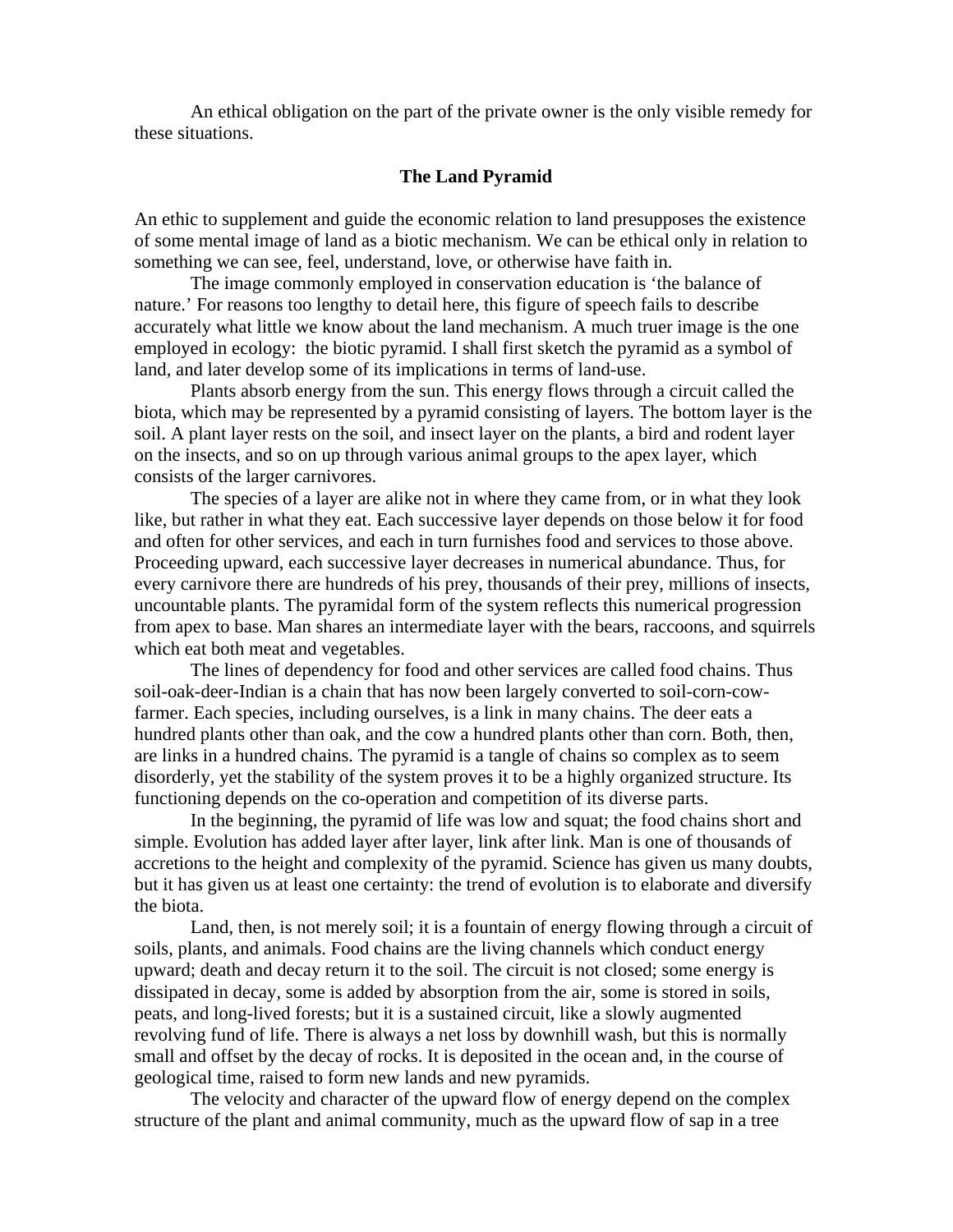An ethical obligation on the part of the private owner is the only visible remedy for these situations.

### The Land Pyramid

An ethic to supplement and guide the economic relation to land presupposes the existence of some mental image of land as a biotic mechanism. We can be ethical only in relation to something we can see, feel, understand, love, or otherwise have faith in.

The image commonly employed in conservation education is 'the balance of nature.' For reasons too lengthy to detail here, this figure of speech fails to describe accurately what little we know about the land mechanism. A much truer image is the one employed in ecology: the biotic pyramid. I shall first sketch the pyramid as a symbol of land, and later develop some of its implications in terms of land-use.

Plants absorb energy from the sun. This energy flows through a circuit called the biota, which may be represented by a pyramid consisting of layers. The bottom layer is the soil. A plant layer rests on the soil, and insect layer on the plants, a bird and rodent layer on the insects, and so on up through various animal groups to the apex layer, which consists of the larger carnivores.

The species of a layer are alike not in where they came from, or in what they look like, but rather in what they eat. Each successive layer depends on those below it for food and often for other services, and each in turn furnishes food and services to those above. Proceeding upward, each successive layer decreases in numerical abundance. Thus, for every carnivore there are hundreds of his prey, thousands of their prey, millions of insects, uncountable plants. The pyramidal form of the system reflects this numerical progression from apex to base. Man shares an intermediate layer with the bears, raccoons, and squirrels which eat both meat and vegetables.

The lines of dependency for food and other services are called food chains. Thus soil-oak-deer-Indian is a chain that has now been largely converted to soil-corn-cow-farmer. Each species, including ourselves, is a link in many chains. The deer eats a hundred plants other than oak, and the cow a hundred plants other than corn. Both, then, are links in a hundred chains. The pyramid is a tangle of chains so complex as to seem disorderly, yet the stability of the system proves it to be a highly organized structure. Its functioning depends on the co-operation and competition of its diverse parts.

In the beginning, the pyramid of life was low and squat; the food chains short and simple. Evolution has added layer after layer, link after link. Man is one of thousands of accretions to the height and complexity of the pyramid. Science has given us many doubts, but it has given us at least one certainty: the trend of evolution is to elaborate and diversify the biota.

Land, then, is not merely soil; it is a fountain of energy flowing through a circuit of soils, plants, and animals. Food chains are the living channels which conduct energy upward; death and decay return it to the soil. The circuit is not closed; some energy is dissipated in decay, some is added by absorption from the air, some is stored in soils, peats, and long-lived forests; but it is a sustained circuit, like a slowly augmented revolving fund of life. There is always a net loss by downhill wash, but this is normally small and offset by the decay of rocks. It is deposited in the ocean and, in the course of geological time, raised to form new lands and new pyramids.

The velocity and character of the upward flow of energy depend on the complex structure of the plant and animal community, much as the upward flow of sap in a tree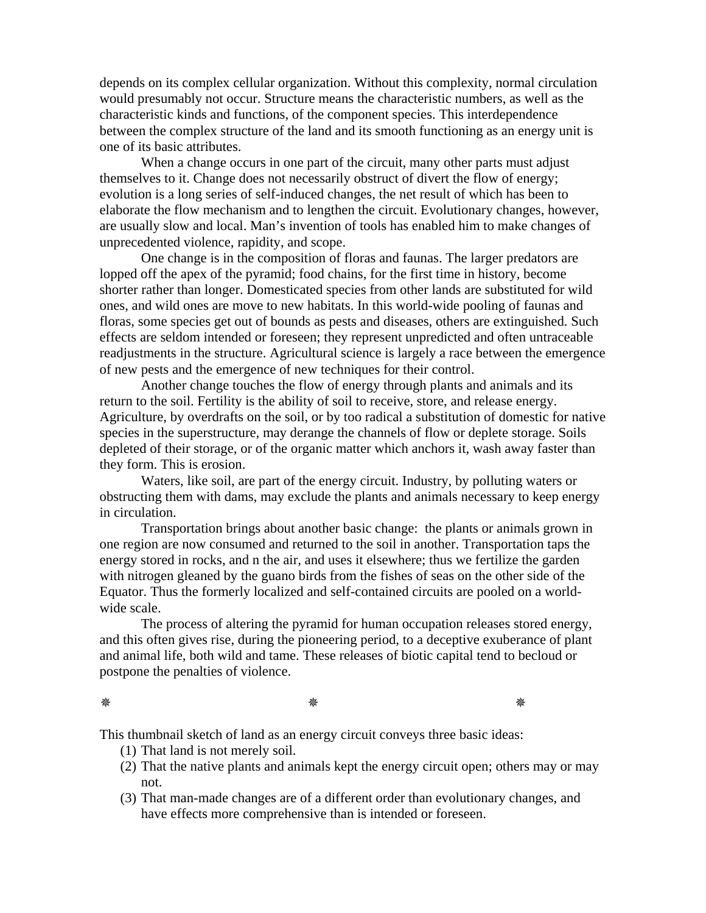depends on its complex cellular organization. Without this complexity, normal circulation would presumably not occur. Structure means the characteristic numbers, as well as the characteristic kinds and functions, of the component species. This interdependence between the complex structure of the land and its smooth functioning as an energy unit is one of its basic attributes.

When a change occurs in one part of the circuit, many other parts must adjust themselves to it. Change does not necessarily obstruct of divert the flow of energy; evolution is a long series of self-induced changes, the net result of which has been to elaborate the flow mechanism and to lengthen the circuit. Evolutionary changes, however, are usually slow and local. Man's invention of tools has enabled him to make changes of unprecedented violence, rapidity, and scope.

One change is in the composition of floras and faunas. The larger predators are lopped off the apex of the pyramid; food chains, for the first time in history, become shorter rather than longer. Domesticated species from other lands are substituted for wild ones, and wild ones are move to new habitats. In this world-wide pooling of faunas and floras, some species get out of bounds as pests and diseases, others are extinguished. Such effects are seldom intended or foreseen; they represent unpredicted and often untraceable readjustments in the structure. Agricultural science is largely a race between the emergence of new pests and the emergence of new techniques for their control.

Another change touches the flow of energy through plants and animals and its return to the soil. Fertility is the ability of soil to receive, store, and release energy. Agriculture, by overdrafts on the soil, or by too radical a substitution of domestic for native species in the superstructure, may derange the channels of flow or deplete storage. Soils depleted of their storage, or of the organic matter which anchors it, wash away faster than they form. This is erosion.

Waters, like soil, are part of the energy circuit. Industry, by polluting waters or obstructing them with dams, may exclude the plants and animals necessary to keep energy in circulation.

Transportation brings about another basic change: the plants or animals grown in one region are now consumed and returned to the soil in another. Transportation taps the energy stored in rocks, and n the air, and uses it elsewhere; thus we fertilize the garden with nitrogen gleaned by the guano birds from the fishes of seas on the other side of the Equator. Thus the formerly localized and self-contained circuits are pooled on a world-wide scale.

The process of altering the pyramid for human occupation releases stored energy, and this often gives rise, during the pioneering period, to a deceptive exuberance of plant and animal life, both wild and tame. These releases of biotic capital tend to becloud or postpone the penalties of violence.

❋ ❋ ❋

This thumbnail sketch of land as an energy circuit conveys three basic ideas:

(1) That land is not merely soil.
(2) That the native plants and animals kept the energy circuit open; others may or may not.
(3) That man-made changes are of a different order than evolutionary changes, and have effects more comprehensive than is intended or foreseen.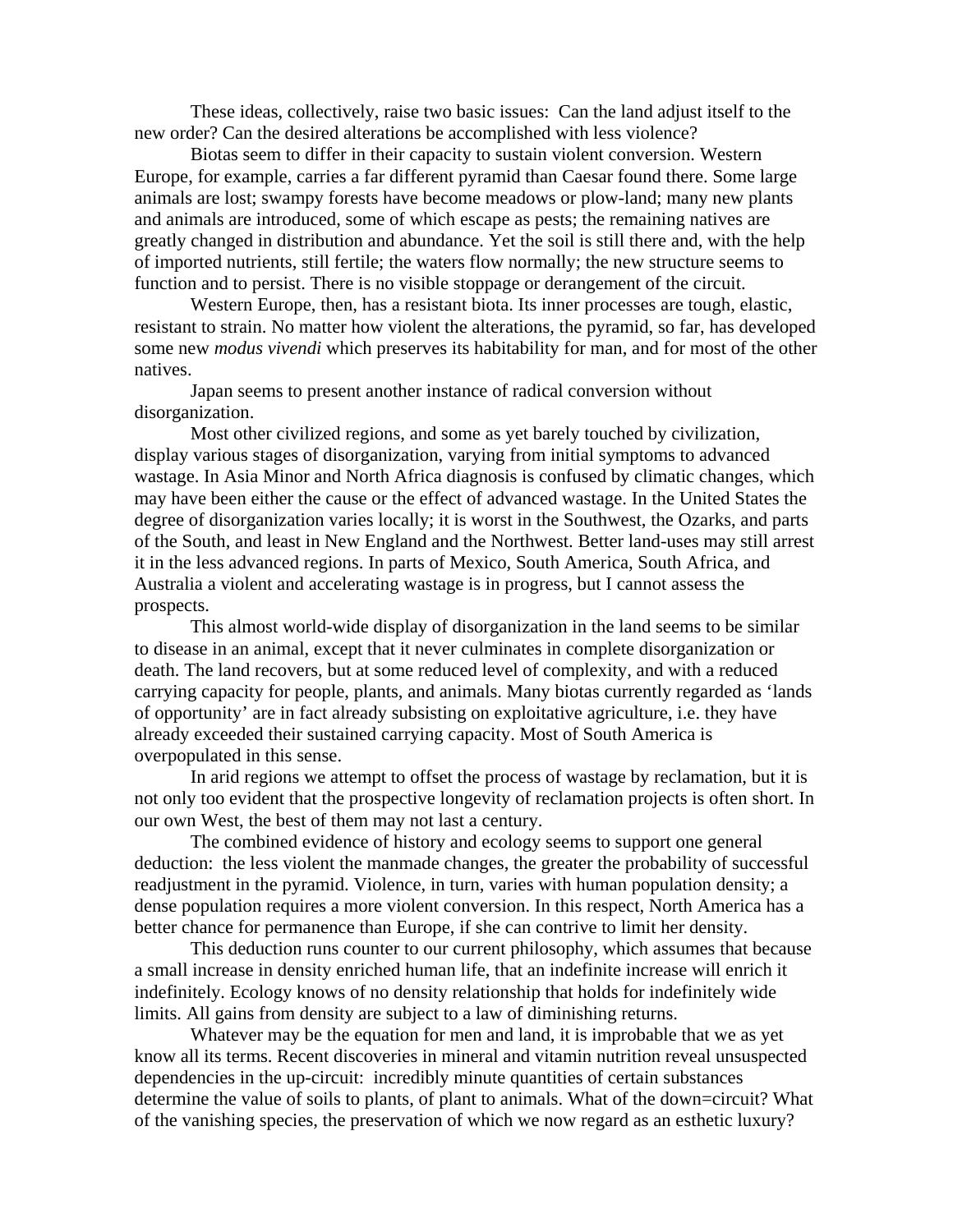These ideas, collectively, raise two basic issues: Can the land adjust itself to the new order? Can the desired alterations be accomplished with less violence?

Biotas seem to differ in their capacity to sustain violent conversion. Western Europe, for example, carries a far different pyramid than Caesar found there. Some large animals are lost; swampy forests have become meadows or plow-land; many new plants and animals are introduced, some of which escape as pests; the remaining natives are greatly changed in distribution and abundance. Yet the soil is still there and, with the help of imported nutrients, still fertile; the waters flow normally; the new structure seems to function and to persist. There is no visible stoppage or derangement of the circuit.

Western Europe, then, has a resistant biota. Its inner processes are tough, elastic, resistant to strain. No matter how violent the alterations, the pyramid, so far, has developed some new *modus vivendi* which preserves its habitability for man, and for most of the other natives.

Japan seems to present another instance of radical conversion without disorganization.

Most other civilized regions, and some as yet barely touched by civilization, display various stages of disorganization, varying from initial symptoms to advanced wastage. In Asia Minor and North Africa diagnosis is confused by climatic changes, which may have been either the cause or the effect of advanced wastage. In the United States the degree of disorganization varies locally; it is worst in the Southwest, the Ozarks, and parts of the South, and least in New England and the Northwest. Better land-uses may still arrest it in the less advanced regions. In parts of Mexico, South America, South Africa, and Australia a violent and accelerating wastage is in progress, but I cannot assess the prospects.

This almost world-wide display of disorganization in the land seems to be similar to disease in an animal, except that it never culminates in complete disorganization or death. The land recovers, but at some reduced level of complexity, and with a reduced carrying capacity for people, plants, and animals. Many biotas currently regarded as 'lands of opportunity' are in fact already subsisting on exploitative agriculture, i.e. they have already exceeded their sustained carrying capacity. Most of South America is overpopulated in this sense.

In arid regions we attempt to offset the process of wastage by reclamation, but it is not only too evident that the prospective longevity of reclamation projects is often short. In our own West, the best of them may not last a century.

The combined evidence of history and ecology seems to support one general deduction: the less violent the manmade changes, the greater the probability of successful readjustment in the pyramid. Violence, in turn, varies with human population density; a dense population requires a more violent conversion. In this respect, North America has a better chance for permanence than Europe, if she can contrive to limit her density.

This deduction runs counter to our current philosophy, which assumes that because a small increase in density enriched human life, that an indefinite increase will enrich it indefinitely. Ecology knows of no density relationship that holds for indefinitely wide limits. All gains from density are subject to a law of diminishing returns.

Whatever may be the equation for men and land, it is improbable that we as yet know all its terms. Recent discoveries in mineral and vitamin nutrition reveal unsuspected dependencies in the up-circuit: incredibly minute quantities of certain substances determine the value of soils to plants, of plant to animals. What of the down=circuit? What of the vanishing species, the preservation of which we now regard as an esthetic luxury?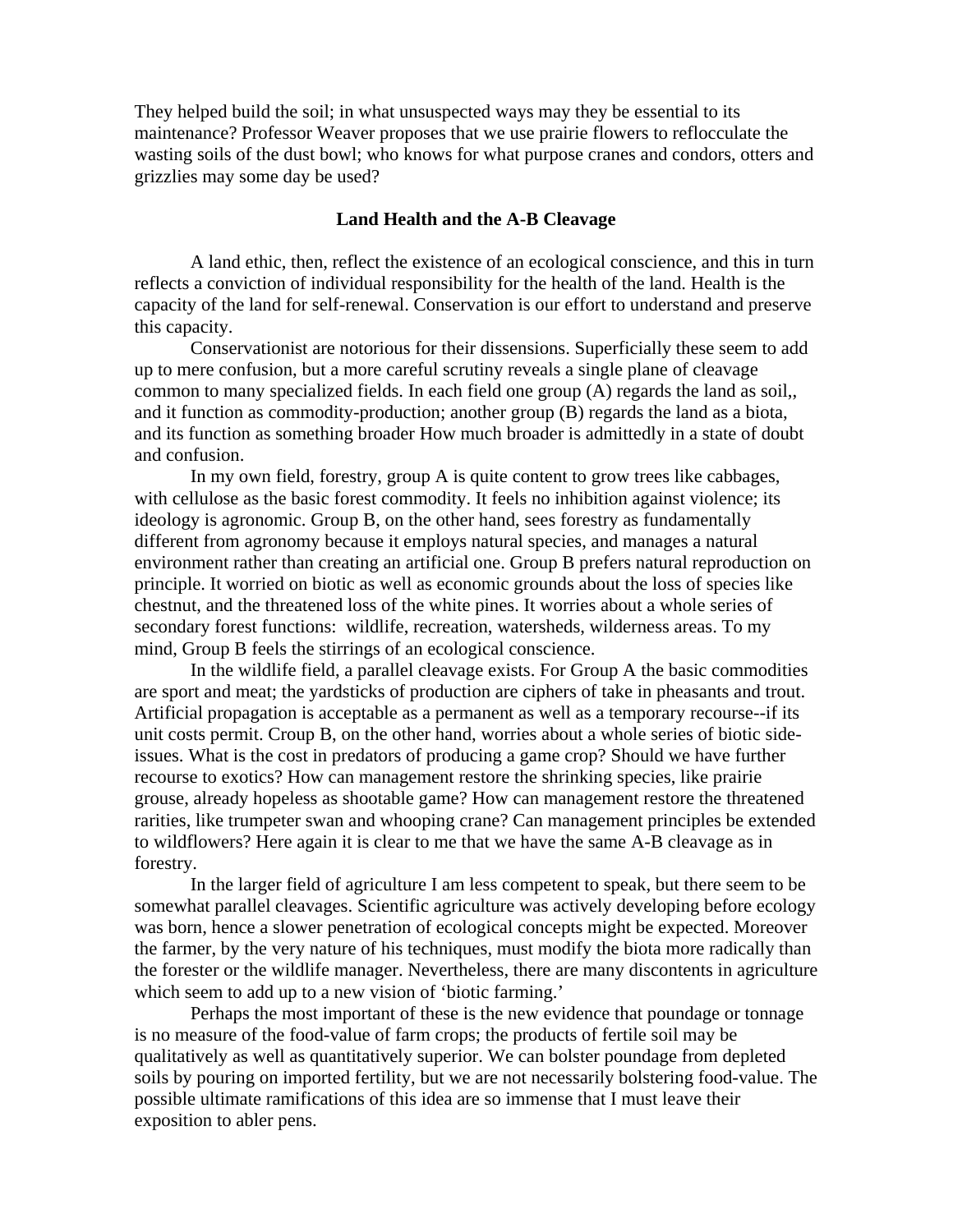They helped build the soil; in what unsuspected ways may they be essential to its maintenance? Professor Weaver proposes that we use prairie flowers to reflocculate the wasting soils of the dust bowl; who knows for what purpose cranes and condors, otters and grizzlies may some day be used?

## Land Health and the A-B Cleavage

A land ethic, then, reflect the existence of an ecological conscience, and this in turn reflects a conviction of individual responsibility for the health of the land. Health is the capacity of the land for self-renewal. Conservation is our effort to understand and preserve this capacity.

Conservationist are notorious for their dissensions. Superficially these seem to add up to mere confusion, but a more careful scrutiny reveals a single plane of cleavage common to many specialized fields. In each field one group (A) regards the land as soil,, and it function as commodity-production; another group (B) regards the land as a biota, and its function as something broader How much broader is admittedly in a state of doubt and confusion.

In my own field, forestry, group A is quite content to grow trees like cabbages, with cellulose as the basic forest commodity. It feels no inhibition against violence; its ideology is agronomic. Group B, on the other hand, sees forestry as fundamentally different from agronomy because it employs natural species, and manages a natural environment rather than creating an artificial one. Group B prefers natural reproduction on principle. It worried on biotic as well as economic grounds about the loss of species like chestnut, and the threatened loss of the white pines. It worries about a whole series of secondary forest functions: wildlife, recreation, watersheds, wilderness areas. To my mind, Group B feels the stirrings of an ecological conscience.

In the wildlife field, a parallel cleavage exists. For Group A the basic commodities are sport and meat; the yardsticks of production are ciphers of take in pheasants and trout. Artificial propagation is acceptable as a permanent as well as a temporary recourse--if its unit costs permit. Croup B, on the other hand, worries about a whole series of biotic side-issues. What is the cost in predators of producing a game crop? Should we have further recourse to exotics? How can management restore the shrinking species, like prairie grouse, already hopeless as shootable game? How can management restore the threatened rarities, like trumpeter swan and whooping crane? Can management principles be extended to wildflowers? Here again it is clear to me that we have the same A-B cleavage as in forestry.

In the larger field of agriculture I am less competent to speak, but there seem to be somewhat parallel cleavages. Scientific agriculture was actively developing before ecology was born, hence a slower penetration of ecological concepts might be expected. Moreover the farmer, by the very nature of his techniques, must modify the biota more radically than the forester or the wildlife manager. Nevertheless, there are many discontents in agriculture which seem to add up to a new vision of 'biotic farming.'

Perhaps the most important of these is the new evidence that poundage or tonnage is no measure of the food-value of farm crops; the products of fertile soil may be qualitatively as well as quantitatively superior. We can bolster poundage from depleted soils by pouring on imported fertility, but we are not necessarily bolstering food-value. The possible ultimate ramifications of this idea are so immense that I must leave their exposition to abler pens.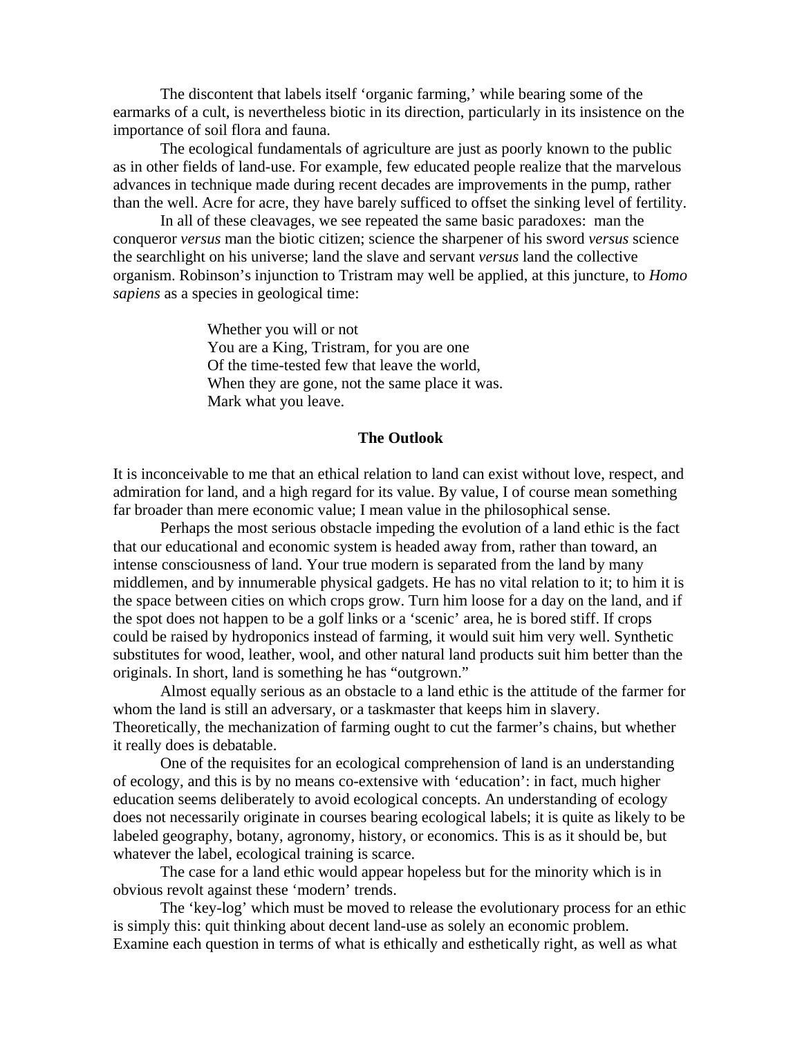The discontent that labels itself 'organic farming,' while bearing some of the earmarks of a cult, is nevertheless biotic in its direction, particularly in its insistence on the importance of soil flora and fauna.

The ecological fundamentals of agriculture are just as poorly known to the public as in other fields of land-use. For example, few educated people realize that the marvelous advances in technique made during recent decades are improvements in the pump, rather than the well. Acre for acre, they have barely sufficed to offset the sinking level of fertility.

In all of these cleavages, we see repeated the same basic paradoxes: man the conqueror *versus* man the biotic citizen; science the sharpener of his sword *versus* science the searchlight on his universe; land the slave and servant *versus* land the collective organism. Robinson's injunction to Tristram may well be applied, at this juncture, to *Homo sapiens* as a species in geological time:

> Whether you will or not
> You are a King, Tristram, for you are one
> Of the time-tested few that leave the world,
> When they are gone, not the same place it was.
> Mark what you leave.

## The Outlook

It is inconceivable to me that an ethical relation to land can exist without love, respect, and admiration for land, and a high regard for its value. By value, I of course mean something far broader than mere economic value; I mean value in the philosophical sense.

Perhaps the most serious obstacle impeding the evolution of a land ethic is the fact that our educational and economic system is headed away from, rather than toward, an intense consciousness of land. Your true modern is separated from the land by many middlemen, and by innumerable physical gadgets. He has no vital relation to it; to him it is the space between cities on which crops grow. Turn him loose for a day on the land, and if the spot does not happen to be a golf links or a 'scenic' area, he is bored stiff. If crops could be raised by hydroponics instead of farming, it would suit him very well. Synthetic substitutes for wood, leather, wool, and other natural land products suit him better than the originals. In short, land is something he has "outgrown."

Almost equally serious as an obstacle to a land ethic is the attitude of the farmer for whom the land is still an adversary, or a taskmaster that keeps him in slavery. Theoretically, the mechanization of farming ought to cut the farmer's chains, but whether it really does is debatable.

One of the requisites for an ecological comprehension of land is an understanding of ecology, and this is by no means co-extensive with 'education': in fact, much higher education seems deliberately to avoid ecological concepts. An understanding of ecology does not necessarily originate in courses bearing ecological labels; it is quite as likely to be labeled geography, botany, agronomy, history, or economics. This is as it should be, but whatever the label, ecological training is scarce.

The case for a land ethic would appear hopeless but for the minority which is in obvious revolt against these 'modern' trends.

The 'key-log' which must be moved to release the evolutionary process for an ethic is simply this: quit thinking about decent land-use as solely an economic problem. Examine each question in terms of what is ethically and esthetically right, as well as what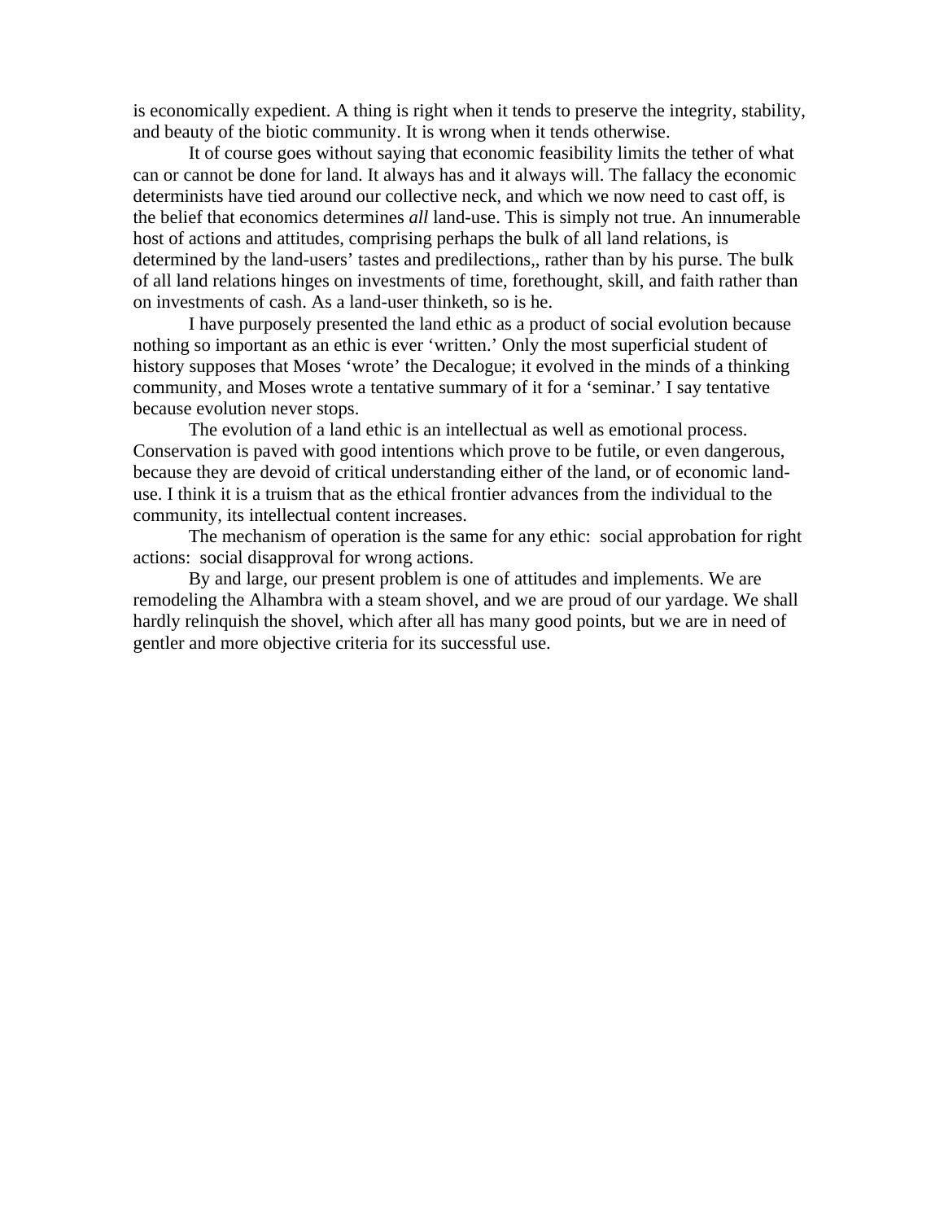is economically expedient. A thing is right when it tends to preserve the integrity, stability, and beauty of the biotic community. It is wrong when it tends otherwise.

It of course goes without saying that economic feasibility limits the tether of what can or cannot be done for land. It always has and it always will. The fallacy the economic determinists have tied around our collective neck, and which we now need to cast off, is the belief that economics determines *all* land-use. This is simply not true. An innumerable host of actions and attitudes, comprising perhaps the bulk of all land relations, is determined by the land-users' tastes and predilections,, rather than by his purse. The bulk of all land relations hinges on investments of time, forethought, skill, and faith rather than on investments of cash. As a land-user thinketh, so is he.

I have purposely presented the land ethic as a product of social evolution because nothing so important as an ethic is ever 'written.' Only the most superficial student of history supposes that Moses 'wrote' the Decalogue; it evolved in the minds of a thinking community, and Moses wrote a tentative summary of it for a 'seminar.' I say tentative because evolution never stops.

The evolution of a land ethic is an intellectual as well as emotional process. Conservation is paved with good intentions which prove to be futile, or even dangerous, because they are devoid of critical understanding either of the land, or of economic land-use. I think it is a truism that as the ethical frontier advances from the individual to the community, its intellectual content increases.

The mechanism of operation is the same for any ethic: social approbation for right actions: social disapproval for wrong actions.

By and large, our present problem is one of attitudes and implements. We are remodeling the Alhambra with a steam shovel, and we are proud of our yardage. We shall hardly relinquish the shovel, which after all has many good points, but we are in need of gentler and more objective criteria for its successful use.